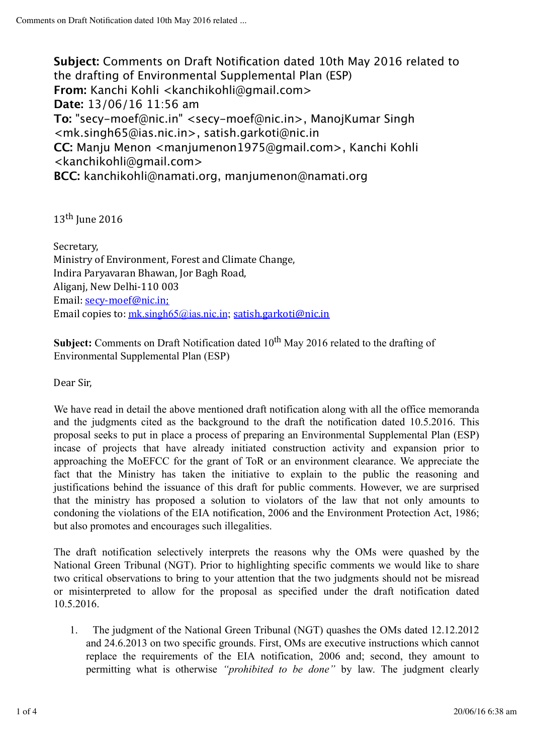**Subject:** Comments on Draft Notification dated 10th May 2016 related to the drafting of Environmental Supplemental Plan (ESP)
**From:** Kanchi Kohli <kanchikohli@gmail.com>
**Date:** 13/06/16 11:56 am
**To:** "secy-moef@nic.in" <secy-moef@nic.in>, ManojKumar Singh <mk.singh65@ias.nic.in>, satish.garkoti@nic.in
**CC:** Manju Menon <manjumenon1975@gmail.com>, Kanchi Kohli <kanchikohli@gmail.com>
**BCC:** kanchikohli@namati.org, manjumenon@namati.org

13th June 2016

Secretary,
Ministry of Environment, Forest and Climate Change,
Indira Paryavaran Bhawan, Jor Bagh Road,
Aliganj, New Delhi-110 003
Email: secy-moef@nic.in;
Email copies to: mk.singh65@ias.nic.in; satish.garkoti@nic.in

**Subject:** Comments on Draft Notification dated 10th May 2016 related to the drafting of Environmental Supplemental Plan (ESP)

Dear Sir,

We have read in detail the above mentioned draft notification along with all the office memoranda and the judgments cited as the background to the draft the notification dated 10.5.2016. This proposal seeks to put in place a process of preparing an Environmental Supplemental Plan (ESP) incase of projects that have already initiated construction activity and expansion prior to approaching the MoEFCC for the grant of ToR or an environment clearance. We appreciate the fact that the Ministry has taken the initiative to explain to the public the reasoning and justifications behind the issuance of this draft for public comments. However, we are surprised that the ministry has proposed a solution to violators of the law that not only amounts to condoning the violations of the EIA notification, 2006 and the Environment Protection Act, 1986; but also promotes and encourages such illegalities.

The draft notification selectively interprets the reasons why the OMs were quashed by the National Green Tribunal (NGT). Prior to highlighting specific comments we would like to share two critical observations to bring to your attention that the two judgments should not be misread or misinterpreted to allow for the proposal as specified under the draft notification dated 10.5.2016.

1. The judgment of the National Green Tribunal (NGT) quashes the OMs dated 12.12.2012 and 24.6.2013 on two specific grounds. First, OMs are executive instructions which cannot replace the requirements of the EIA notification, 2006 and; second, they amount to permitting what is otherwise *"prohibited to be done"* by law. The judgment clearly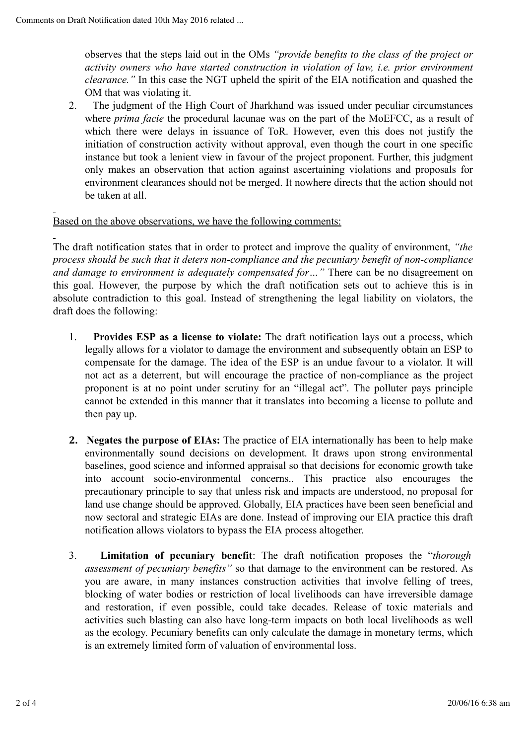observes that the steps laid out in the OMs *"provide benefits to the class of the project or activity owners who have started construction in violation of law, i.e. prior environment clearance."* In this case the NGT upheld the spirit of the EIA notification and quashed the OM that was violating it.

2. The judgment of the High Court of Jharkhand was issued under peculiar circumstances where *prima facie* the procedural lacunae was on the part of the MoEFCC, as a result of which there were delays in issuance of ToR. However, even this does not justify the initiation of construction activity without approval, even though the court in one specific instance but took a lenient view in favour of the project proponent. Further, this judgment only makes an observation that action against ascertaining violations and proposals for environment clearances should not be merged. It nowhere directs that the action should not be taken at all.

Based on the above observations, we have the following comments:

The draft notification states that in order to protect and improve the quality of environment, *"the process should be such that it deters non-compliance and the pecuniary benefit of non-compliance and damage to environment is adequately compensated for…"* There can be no disagreement on this goal. However, the purpose by which the draft notification sets out to achieve this is in absolute contradiction to this goal. Instead of strengthening the legal liability on violators, the draft does the following:

1. **Provides ESP as a license to violate:** The draft notification lays out a process, which legally allows for a violator to damage the environment and subsequently obtain an ESP to compensate for the damage. The idea of the ESP is an undue favour to a violator. It will not act as a deterrent, but will encourage the practice of non-compliance as the project proponent is at no point under scrutiny for an "illegal act". The polluter pays principle cannot be extended in this manner that it translates into becoming a license to pollute and then pay up.

2. **Negates the purpose of EIAs:** The practice of EIA internationally has been to help make environmentally sound decisions on development. It draws upon strong environmental baselines, good science and informed appraisal so that decisions for economic growth take into account socio-environmental concerns.. This practice also encourages the precautionary principle to say that unless risk and impacts are understood, no proposal for land use change should be approved. Globally, EIA practices have been seen beneficial and now sectoral and strategic EIAs are done. Instead of improving our EIA practice this draft notification allows violators to bypass the EIA process altogether.

3. **Limitation of pecuniary benefit**: The draft notification proposes the "*thorough assessment of pecuniary benefits"* so that damage to the environment can be restored. As you are aware, in many instances construction activities that involve felling of trees, blocking of water bodies or restriction of local livelihoods can have irreversible damage and restoration, if even possible, could take decades. Release of toxic materials and activities such blasting can also have long-term impacts on both local livelihoods as well as the ecology. Pecuniary benefits can only calculate the damage in monetary terms, which is an extremely limited form of valuation of environmental loss.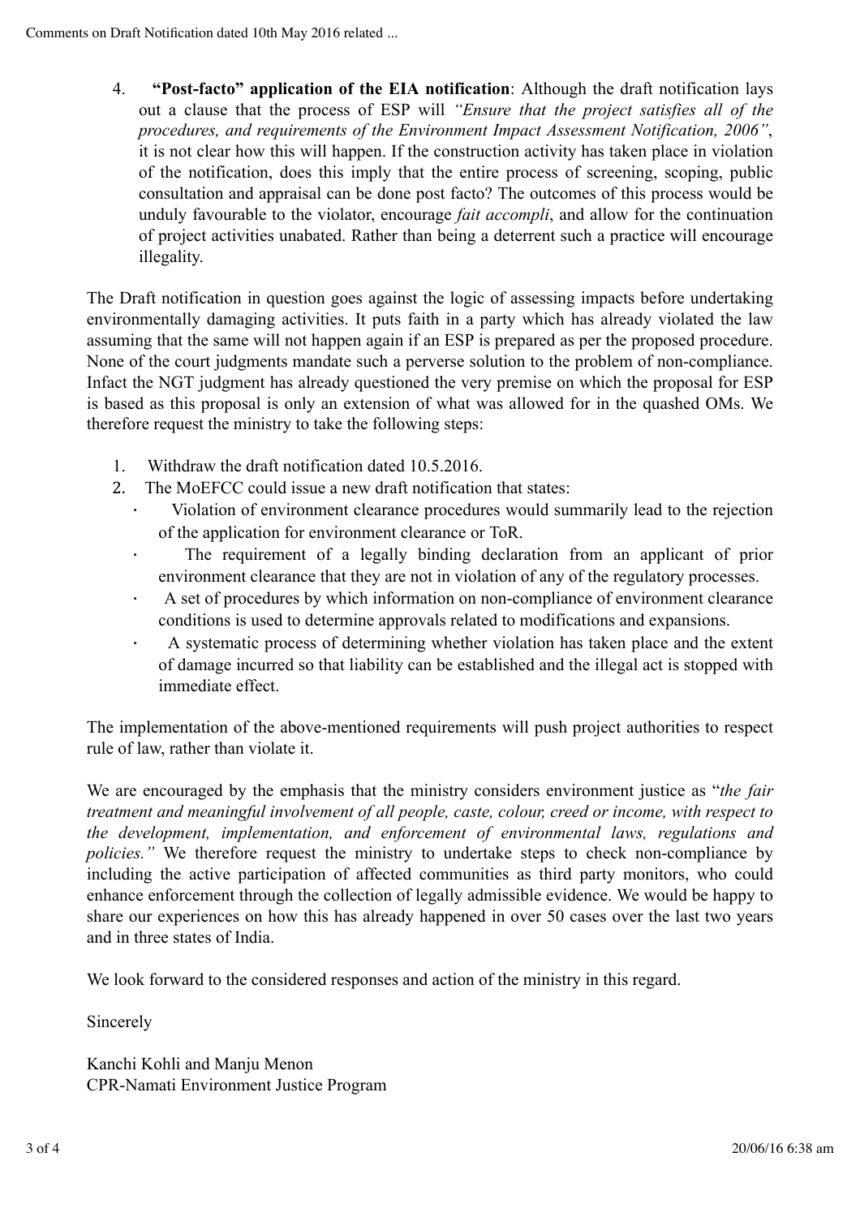4. **"Post-facto" application of the EIA notification**: Although the draft notification lays out a clause that the process of ESP will *"Ensure that the project satisfies all of the procedures, and requirements of the Environment Impact Assessment Notification, 2006"*, it is not clear how this will happen. If the construction activity has taken place in violation of the notification, does this imply that the entire process of screening, scoping, public consultation and appraisal can be done post facto? The outcomes of this process would be unduly favourable to the violator, encourage *fait accompli*, and allow for the continuation of project activities unabated. Rather than being a deterrent such a practice will encourage illegality.

The Draft notification in question goes against the logic of assessing impacts before undertaking environmentally damaging activities. It puts faith in a party which has already violated the law assuming that the same will not happen again if an ESP is prepared as per the proposed procedure. None of the court judgments mandate such a perverse solution to the problem of non-compliance. Infact the NGT judgment has already questioned the very premise on which the proposal for ESP is based as this proposal is only an extension of what was allowed for in the quashed OMs. We therefore request the ministry to take the following steps:

1. Withdraw the draft notification dated 10.5.2016.
2. The MoEFCC could issue a new draft notification that states:
   - Violation of environment clearance procedures would summarily lead to the rejection of the application for environment clearance or ToR.
   - The requirement of a legally binding declaration from an applicant of prior environment clearance that they are not in violation of any of the regulatory processes.
   - A set of procedures by which information on non-compliance of environment clearance conditions is used to determine approvals related to modifications and expansions.
   - A systematic process of determining whether violation has taken place and the extent of damage incurred so that liability can be established and the illegal act is stopped with immediate effect.

The implementation of the above-mentioned requirements will push project authorities to respect rule of law, rather than violate it.

We are encouraged by the emphasis that the ministry considers environment justice as "*the fair treatment and meaningful involvement of all people, caste, colour, creed or income, with respect to the development, implementation, and enforcement of environmental laws, regulations and policies."* We therefore request the ministry to undertake steps to check non-compliance by including the active participation of affected communities as third party monitors, who could enhance enforcement through the collection of legally admissible evidence. We would be happy to share our experiences on how this has already happened in over 50 cases over the last two years and in three states of India.

We look forward to the considered responses and action of the ministry in this regard.

Sincerely

Kanchi Kohli and Manju Menon
CPR-Namati Environment Justice Program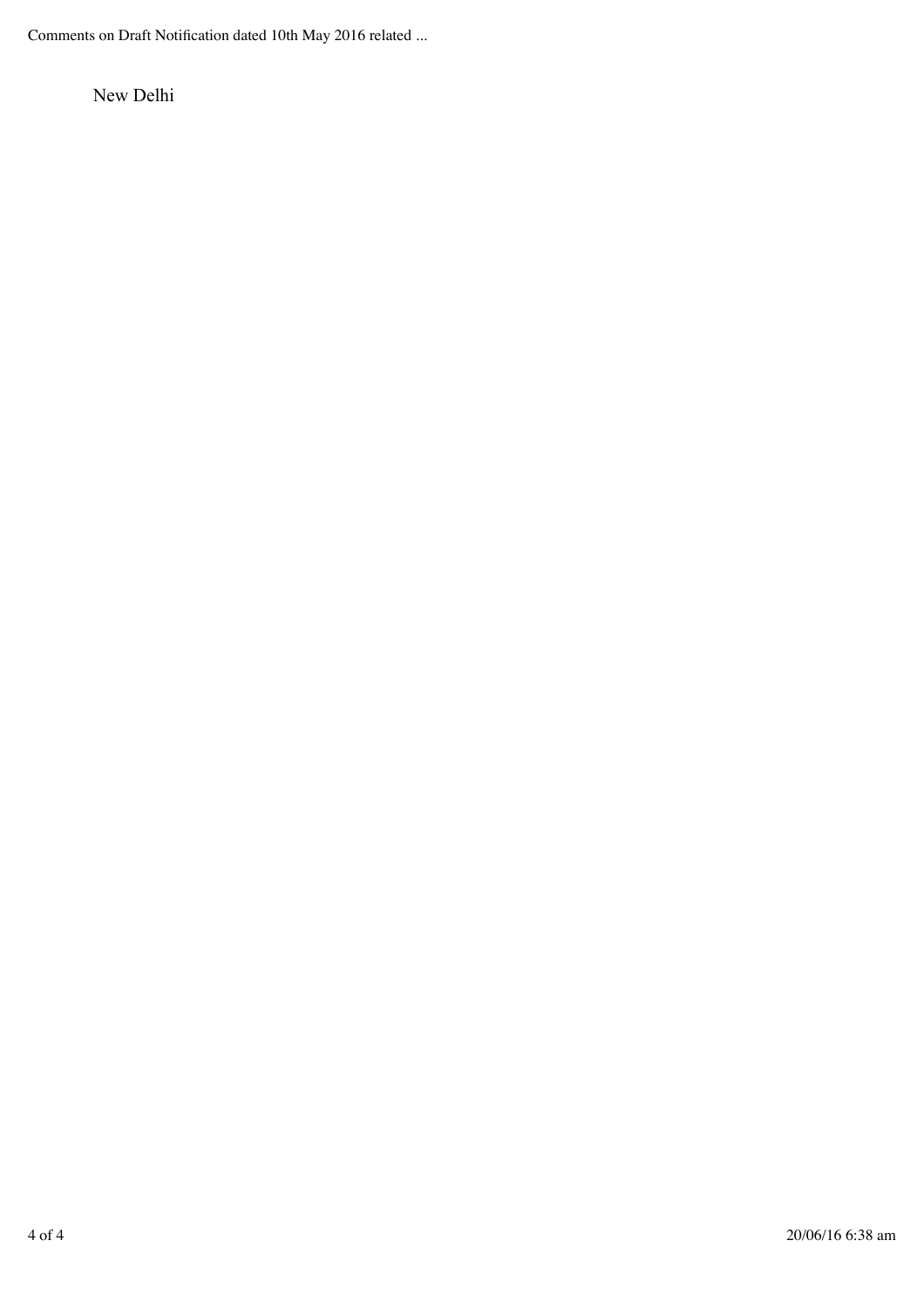New Delhi